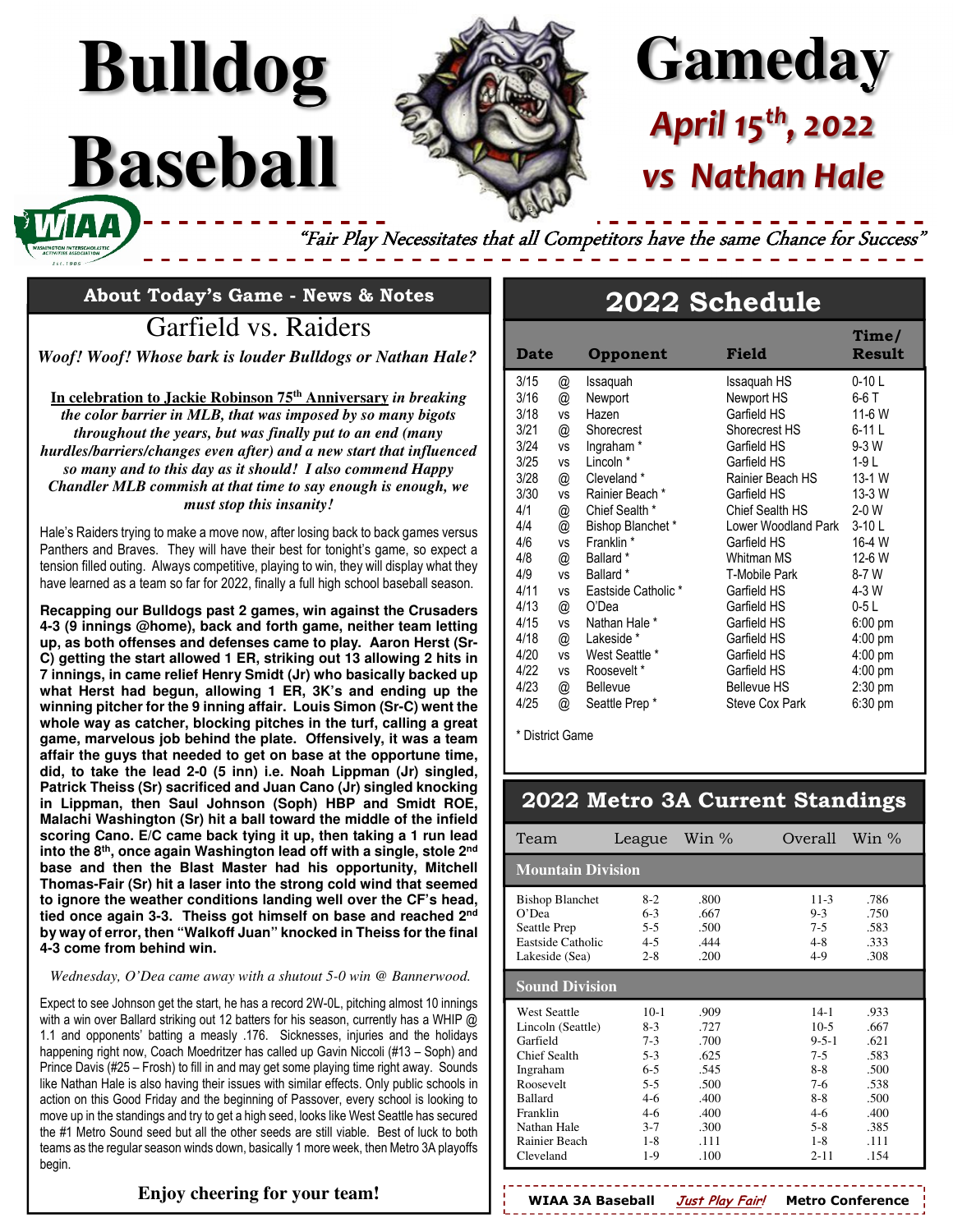# Bulldog Baseball

# Gameday

## April 15th, 2022

## vs Nathan Hale

*"Fair Play Necessitates that all Competitors have the same Chance for Success"*

## About Today's Game - News & Notes

### Garfield vs. Raiders

***Woof! Woof! Whose bark is louder Bulldogs or Nathan Hale?***

**In celebration to Jackie Robinson 75th Anniversary** ***in breaking the color barrier in MLB, that was imposed by so many bigots throughout the years, but was finally put to an end (many hurdles/barriers/changes even after) and a new start that influenced so many and to this day as it should! I also commend Happy Chandler MLB commish at that time to say enough is enough, we must stop this insanity!***

Hale's Raiders trying to make a move now, after losing back to back games versus Panthers and Braves. They will have their best for tonight's game, so expect a tension filled outing. Always competitive, playing to win, they will display what they have learned as a team so far for 2022, finally a full high school baseball season.

**Recapping our Bulldogs past 2 games, win against the Crusaders 4-3 (9 innings @home), back and forth game, neither team letting up, as both offenses and defenses came to play. Aaron Herst (Sr-C) getting the start allowed 1 ER, striking out 13 allowing 2 hits in 7 innings, in came relief Henry Smidt (Jr) who basically backed up what Herst had begun, allowing 1 ER, 3K's and ending up the winning pitcher for the 9 inning affair. Louis Simon (Sr-C) went the whole way as catcher, blocking pitches in the turf, calling a great game, marvelous job behind the plate. Offensively, it was a team affair the guys that needed to get on base at the opportune time, did, to take the lead 2-0 (5 inn) i.e. Noah Lippman (Jr) singled, Patrick Theiss (Sr) sacrificed and Juan Cano (Jr) singled knocking in Lippman, then Saul Johnson (Soph) HBP and Smidt ROE, Malachi Washington (Sr) hit a ball toward the middle of the infield scoring Cano. E/C came back tying it up, then taking a 1 run lead into the 8th, once again Washington lead off with a single, stole 2nd base and then the Blast Master had his opportunity, Mitchell Thomas-Fair (Sr) hit a laser into the strong cold wind that seemed to ignore the weather conditions landing well over the CF's head, tied once again 3-3. Theiss got himself on base and reached 2nd by way of error, then "Walkoff Juan" knocked in Theiss for the final 4-3 come from behind win.**

*Wednesday, O'Dea came away with a shutout 5-0 win @ Bannerwood.*

Expect to see Johnson get the start, he has a record 2W-0L, pitching almost 10 innings with a win over Ballard striking out 12 batters for his season, currently has a WHIP @ 1.1 and opponents' batting a measly .176. Sicknesses, injuries and the holidays happening right now, Coach Moedritzer has called up Gavin Niccoli (#13 – Soph) and Prince Davis (#25 – Frosh) to fill in and may get some playing time right away. Sounds like Nathan Hale is also having their issues with similar effects. Only public schools in action on this Good Friday and the beginning of Passover, every school is looking to move up in the standings and try to get a high seed, looks like West Seattle has secured the #1 Metro Sound seed but all the other seeds are still viable. Best of luck to both teams as the regular season winds down, basically 1 more week, then Metro 3A playoffs begin.

**Enjoy cheering for your team!**

## 2022 Schedule

| Date | | Opponent | Field | Time/ Result |
|---|---|---|---|---|
| 3/15 | @ | Issaquah | Issaquah HS | 0-10 L |
| 3/16 | @ | Newport | Newport HS | 6-6 T |
| 3/18 | vs | Hazen | Garfield HS | 11-6 W |
| 3/21 | @ | Shorecrest | Shorecrest HS | 6-11 L |
| 3/24 | vs | Ingraham * | Garfield HS | 9-3 W |
| 3/25 | vs | Lincoln * | Garfield HS | 1-9 L |
| 3/28 | @ | Cleveland * | Rainier Beach HS | 13-1 W |
| 3/30 | vs | Rainier Beach * | Garfield HS | 13-3 W |
| 4/1 | @ | Chief Sealth * | Chief Sealth HS | 2-0 W |
| 4/4 | @ | Bishop Blanchet * | Lower Woodland Park | 3-10 L |
| 4/6 | vs | Franklin * | Garfield HS | 16-4 W |
| 4/8 | @ | Ballard * | Whitman MS | 12-6 W |
| 4/9 | vs | Ballard * | T-Mobile Park | 8-7 W |
| 4/11 | vs | Eastside Catholic * | Garfield HS | 4-3 W |
| 4/13 | @ | O'Dea | Garfield HS | 0-5 L |
| 4/15 | vs | Nathan Hale * | Garfield HS | 6:00 pm |
| 4/18 | @ | Lakeside * | Garfield HS | 4:00 pm |
| 4/20 | vs | West Seattle * | Garfield HS | 4:00 pm |
| 4/22 | vs | Roosevelt * | Garfield HS | 4:00 pm |
| 4/23 | @ | Bellevue | Bellevue HS | 2:30 pm |
| 4/25 | @ | Seattle Prep * | Steve Cox Park | 6:30 pm |

\* District Game

## 2022 Metro 3A Current Standings

| Team | League | Win % | Overall | Win % |
|---|---|---|---|---|
| **Mountain Division** | | | | |
| Bishop Blanchet | 8-2 | .800 | 11-3 | .786 |
| O'Dea | 6-3 | .667 | 9-3 | .750 |
| Seattle Prep | 5-5 | .500 | 7-5 | .583 |
| Eastside Catholic | 4-5 | .444 | 4-8 | .333 |
| Lakeside (Sea) | 2-8 | .200 | 4-9 | .308 |
| **Sound Division** | | | | |
| West Seattle | 10-1 | .909 | 14-1 | .933 |
| Lincoln (Seattle) | 8-3 | .727 | 10-5 | .667 |
| Garfield | 7-3 | .700 | 9-5-1 | .621 |
| Chief Sealth | 5-3 | .625 | 7-5 | .583 |
| Ingraham | 6-5 | .545 | 8-8 | .500 |
| Roosevelt | 5-5 | .500 | 7-6 | .538 |
| Ballard | 4-6 | .400 | 8-8 | .500 |
| Franklin | 4-6 | .400 | 4-6 | .400 |
| Nathan Hale | 3-7 | .300 | 5-8 | .385 |
| Rainier Beach | 1-8 | .111 | 1-8 | .111 |
| Cleveland | 1-9 | .100 | 2-11 | .154 |

**WIAA 3A Baseball** ***Just Play Fair!*** **Metro Conference**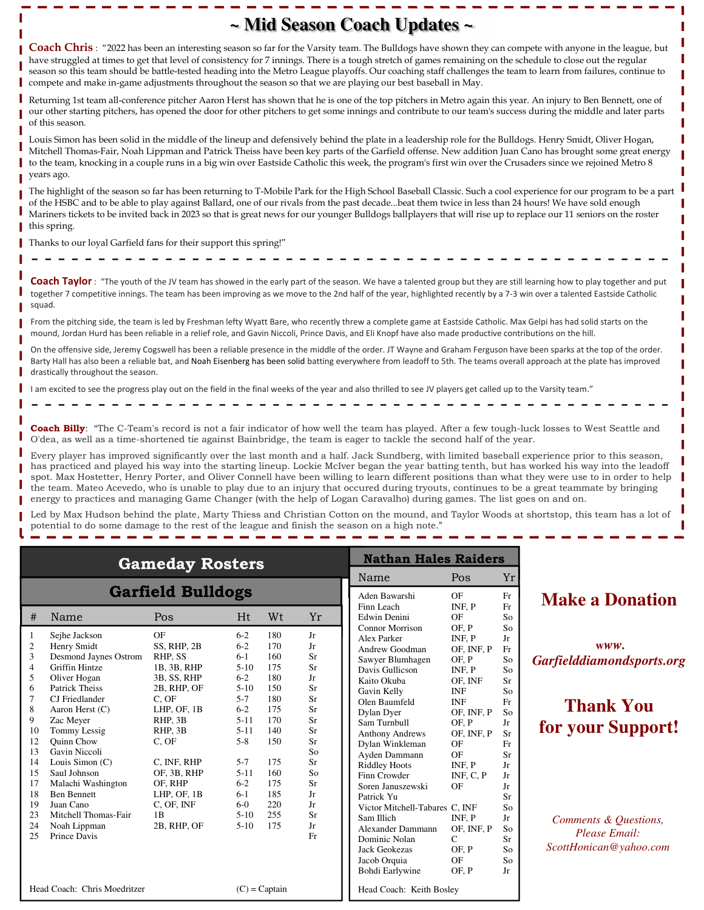# ~ Mid Season Coach Updates ~

**Coach Chris** : "2022 has been an interesting season so far for the Varsity team. The Bulldogs have shown they can compete with anyone in the league, but have struggled at times to get that level of consistency for 7 innings. There is a tough stretch of games remaining on the schedule to close out the regular season so this team should be battle-tested heading into the Metro League playoffs. Our coaching staff challenges the team to learn from failures, continue to compete and make in-game adjustments throughout the season so that we are playing our best baseball in May.

Returning 1st team all-conference pitcher Aaron Herst has shown that he is one of the top pitchers in Metro again this year. An injury to Ben Bennett, one of our other starting pitchers, has opened the door for other pitchers to get some innings and contribute to our team's success during the middle and later parts of this season.

Louis Simon has been solid in the middle of the lineup and defensively behind the plate in a leadership role for the Bulldogs. Henry Smidt, Oliver Hogan, Mitchell Thomas-Fair, Noah Lippman and Patrick Theiss have been key parts of the Garfield offense. New addition Juan Cano has brought some great energy to the team, knocking in a couple runs in a big win over Eastside Catholic this week, the program's first win over the Crusaders since we rejoined Metro 8 years ago.

The highlight of the season so far has been returning to T-Mobile Park for the High School Baseball Classic. Such a cool experience for our program to be a part of the HSBC and to be able to play against Ballard, one of our rivals from the past decade...beat them twice in less than 24 hours! We have sold enough Mariners tickets to be invited back in 2023 so that is great news for our younger Bulldogs ballplayers that will rise up to replace our 11 seniors on the roster this spring.

Thanks to our loyal Garfield fans for their support this spring!"

---

**Coach Taylor** : "The youth of the JV team has showed in the early part of the season. We have a talented group but they are still learning how to play together and put together 7 competitive innings. The team has been improving as we move to the 2nd half of the year, highlighted recently by a 7-3 win over a talented Eastside Catholic squad.

From the pitching side, the team is led by Freshman lefty Wyatt Bare, who recently threw a complete game at Eastside Catholic. Max Gelpi has had solid starts on the mound, Jordan Hurd has been reliable in a relief role, and Gavin Niccoli, Prince Davis, and Eli Knopf have also made productive contributions on the hill.

On the offensive side, Jeremy Cogswell has been a reliable presence in the middle of the order. JT Wayne and Graham Ferguson have been sparks at the top of the order. Barty Hall has also been a reliable bat, and Noah Eisenberg has been solid batting everywhere from leadoff to 5th. The teams overall approach at the plate has improved drastically throughout the season.

I am excited to see the progress play out on the field in the final weeks of the year and also thrilled to see JV players get called up to the Varsity team."

---

**Coach Billy**: "The C-Team's record is not a fair indicator of how well the team has played. After a few tough-luck losses to West Seattle and O'dea, as well as a time-shortened tie against Bainbridge, the team is eager to tackle the second half of the year.

Every player has improved significantly over the last month and a half. Jack Sundberg, with limited baseball experience prior to this season, has practiced and played his way into the starting lineup. Lockie McIver began the year batting tenth, but has worked his way into the leadoff spot. Max Hostetter, Henry Porter, and Oliver Connell have been willing to learn different positions than what they were use to in order to help the team. Mateo Acevedo, who is unable to play due to an injury that occured during tryouts, continues to be a great teammate by bringing energy to practices and managing Game Changer (with the help of Logan Caravalho) during games. The list goes on and on.

Led by Max Hudson behind the plate, Marty Thiess and Christian Cotton on the mound, and Taylor Woods at shortstop, this team has a lot of potential to do some damage to the rest of the league and finish the season on a high note."

## Gameday Rosters

### Garfield Bulldogs

| # | Name | Pos | Ht | Wt | Yr |
|---|---|---|---|---|---|
| 1 | Sejhe Jackson | OF | 6-2 | 180 | Jr |
| 2 | Henry Smidt | SS, RHP, 2B | 6-2 | 170 | Jr |
| 3 | Desmond Jaynes Ostrom | RHP, SS | 6-1 | 160 | Sr |
| 4 | Griffin Hintze | 1B, 3B, RHP | 5-10 | 175 | Sr |
| 5 | Oliver Hogan | 3B, SS, RHP | 6-2 | 180 | Jr |
| 6 | Patrick Theiss | 2B, RHP, OF | 5-10 | 150 | Sr |
| 7 | CJ Friedlander | C, OF | 5-7 | 180 | Sr |
| 8 | Aaron Herst (C) | LHP, OF, 1B | 6-2 | 175 | Sr |
| 9 | Zac Meyer | RHP, 3B | 5-11 | 170 | Sr |
| 10 | Tommy Lessig | RHP, 3B | 5-11 | 140 | Sr |
| 12 | Quinn Chow | C, OF | 5-8 | 150 | Sr |
| 13 | Gavin Niccoli | | | | So |
| 14 | Louis Simon (C) | C, INF, RHP | 5-7 | 175 | Sr |
| 15 | Saul Johnson | OF, 3B, RHP | 5-11 | 160 | So |
| 17 | Malachi Washington | OF, RHP | 6-2 | 175 | Sr |
| 18 | Ben Bennett | LHP, OF, 1B | 6-1 | 185 | Jr |
| 19 | Juan Cano | C, OF, INF | 6-0 | 220 | Jr |
| 23 | Mitchell Thomas-Fair | 1B | 5-10 | 255 | Sr |
| 24 | Noah Lippman | 2B, RHP, OF | 5-10 | 175 | Jr |
| 25 | Prince Davis | | | | Fr |

Head Coach: Chris Moedritzer (C) = Captain

### Nathan Hales Raiders

| Name | Pos | Yr |
|---|---|---|
| Aden Bawarshi | OF | Fr |
| Finn Leach | INF, P | Fr |
| Edwin Denini | OF | So |
| Connor Morrison | OF, P | So |
| Alex Parker | INF, P | Jr |
| Andrew Goodman | OF, INF, P | Fr |
| Sawyer Blumhagen | OF, P | So |
| Davis Gullicson | INF, P | So |
| Kaito Okuba | OF, INF | Sr |
| Gavin Kelly | INF | So |
| Olen Baumfeld | INF | Fr |
| Dylan Dyer | OF, INF, P | So |
| Sam Turnbull | OF, P | Jr |
| Anthony Andrews | OF, INF, P | Sr |
| Dylan Winkleman | OF | Fr |
| Ayden Dammann | OF | Sr |
| Riddley Hoots | INF, P | Jr |
| Finn Crowder | INF, C, P | Jr |
| Soren Januszewski | OF | Jr |
| Patrick Yu | | Sr |
| Victor Mitchell-Tabares | C, INF | So |
| Sam Illich | INF, P | Jr |
| Alexander Dammann | OF, INF, P | So |
| Dominic Nolan | C | Sr |
| Jack Geokezas | OF, P | So |
| Jacob Orquia | OF | So |
| Bohdi Earlywine | OF, P | Jr |

Head Coach: Keith Bosley

## Make a Donation

*www. Garfielddiamondsports.org*

## Thank You for your Support!

*Comments & Questions, Please Email: ScottHonican@yahoo.com*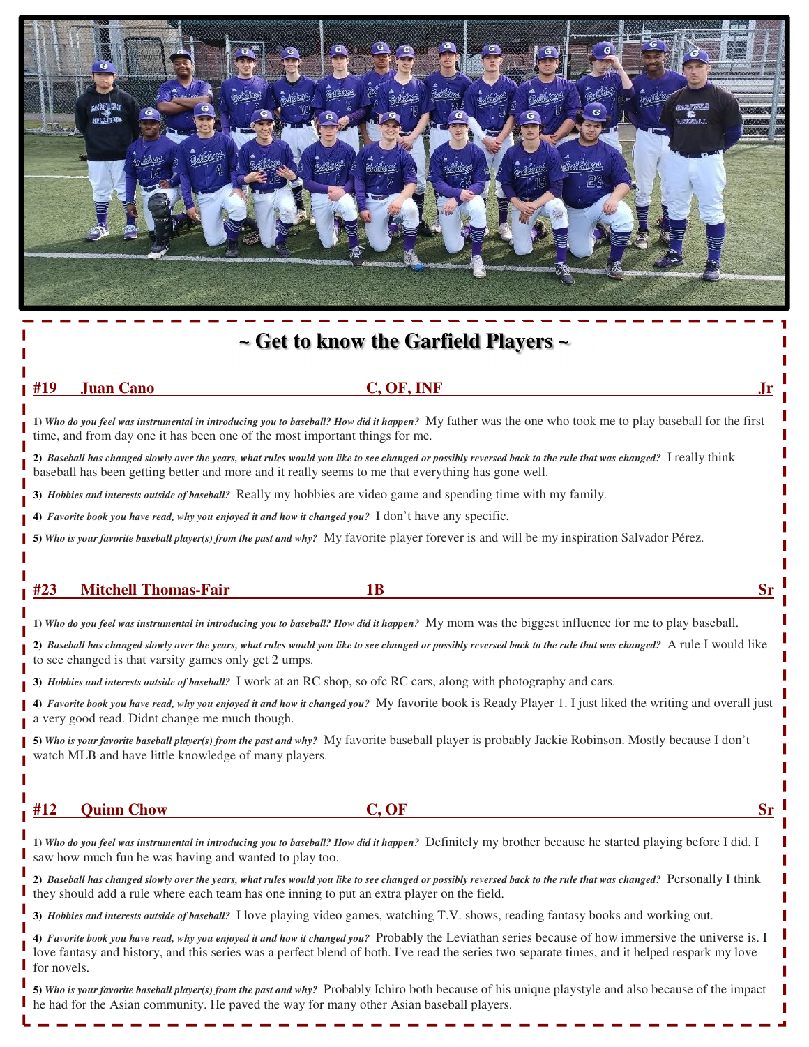## ~ Get to know the Garfield Players ~

### #19 Juan Cano — C, OF, INF — Jr

**1)** ***Who do you feel was instrumental in introducing you to baseball? How did it happen?*** My father was the one who took me to play baseball for the first time, and from day one it has been one of the most important things for me.

**2)** ***Baseball has changed slowly over the years, what rules would you like to see changed or possibly reversed back to the rule that was changed?*** I really think baseball has been getting better and more and it really seems to me that everything has gone well.

**3)** ***Hobbies and interests outside of baseball?*** Really my hobbies are video game and spending time with my family.

**4)** ***Favorite book you have read, why you enjoyed it and how it changed you?*** I don't have any specific.

**5)** ***Who is your favorite baseball player(s) from the past and why?*** My favorite player forever is and will be my inspiration Salvador Pérez.

### #23 Mitchell Thomas-Fair — 1B — Sr

**1)** ***Who do you feel was instrumental in introducing you to baseball? How did it happen?*** My mom was the biggest influence for me to play baseball.

**2)** ***Baseball has changed slowly over the years, what rules would you like to see changed or possibly reversed back to the rule that was changed?*** A rule I would like to see changed is that varsity games only get 2 umps.

**3)** ***Hobbies and interests outside of baseball?*** I work at an RC shop, so ofc RC cars, along with photography and cars.

**4)** ***Favorite book you have read, why you enjoyed it and how it changed you?*** My favorite book is Ready Player 1. I just liked the writing and overall just a very good read. Didnt change me much though.

**5)** ***Who is your favorite baseball player(s) from the past and why?*** My favorite baseball player is probably Jackie Robinson. Mostly because I don't watch MLB and have little knowledge of many players.

### #12 Quinn Chow — C, OF — Sr

**1)** ***Who do you feel was instrumental in introducing you to baseball? How did it happen?*** Definitely my brother because he started playing before I did. I saw how much fun he was having and wanted to play too.

**2)** ***Baseball has changed slowly over the years, what rules would you like to see changed or possibly reversed back to the rule that was changed?*** Personally I think they should add a rule where each team has one inning to put an extra player on the field.

**3)** ***Hobbies and interests outside of baseball?*** I love playing video games, watching T.V. shows, reading fantasy books and working out.

**4)** ***Favorite book you have read, why you enjoyed it and how it changed you?*** Probably the Leviathan series because of how immersive the universe is. I love fantasy and history, and this series was a perfect blend of both. I've read the series two separate times, and it helped respark my love for novels.

**5)** ***Who is your favorite baseball player(s) from the past and why?*** Probably Ichiro both because of his unique playstyle and also because of the impact he had for the Asian community. He paved the way for many other Asian baseball players.